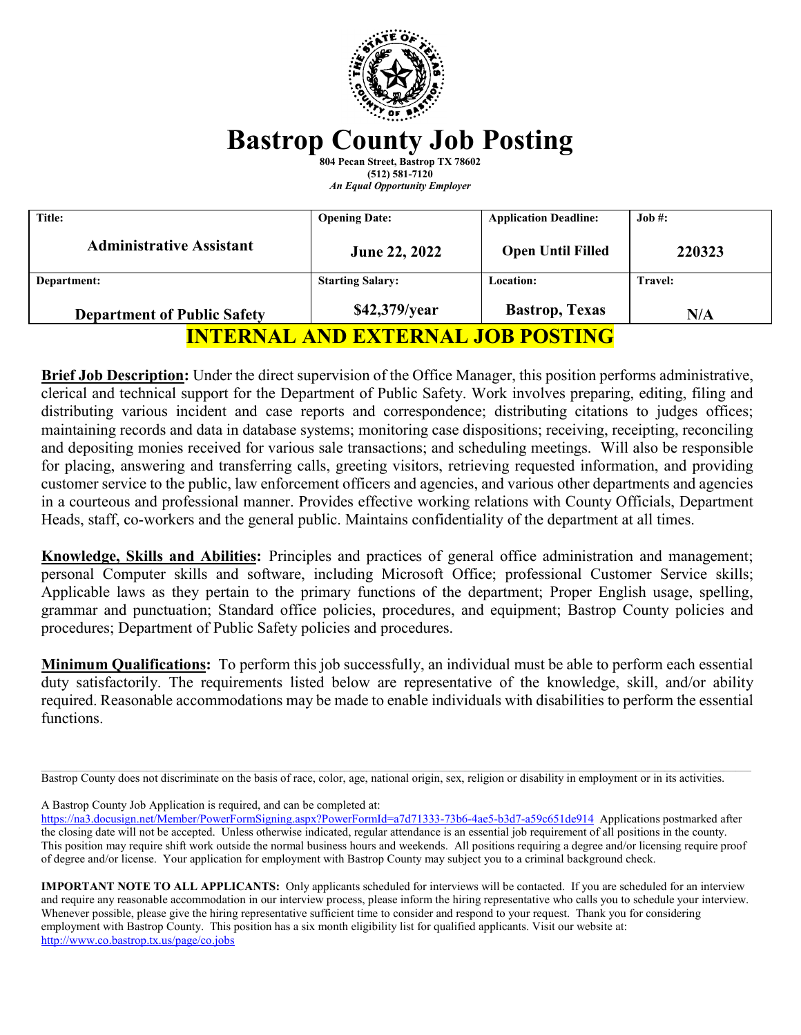# Bastrop County Job Posting

**804 Pecan Street, Bastrop TX 78602**
**(512) 581-7120**
***An Equal Opportunity Employer***

| Title: | Opening Date: | Application Deadline: | Job #: |
|---|---|---|---|
| **Administrative Assistant** | **June 22, 2022** | **Open Until Filled** | **220323** |
| **Department:** | **Starting Salary:** | **Location:** | **Travel:** |
| **Department of Public Safety** | **$42,379/year** | **Bastrop, Texas** | **N/A** |

## INTERNAL AND EXTERNAL JOB POSTING

**Brief Job Description:** Under the direct supervision of the Office Manager, this position performs administrative, clerical and technical support for the Department of Public Safety. Work involves preparing, editing, filing and distributing various incident and case reports and correspondence; distributing citations to judges offices; maintaining records and data in database systems; monitoring case dispositions; receiving, receipting, reconciling and depositing monies received for various sale transactions; and scheduling meetings. Will also be responsible for placing, answering and transferring calls, greeting visitors, retrieving requested information, and providing customer service to the public, law enforcement officers and agencies, and various other departments and agencies in a courteous and professional manner. Provides effective working relations with County Officials, Department Heads, staff, co-workers and the general public. Maintains confidentiality of the department at all times.

**Knowledge, Skills and Abilities:** Principles and practices of general office administration and management; personal Computer skills and software, including Microsoft Office; professional Customer Service skills; Applicable laws as they pertain to the primary functions of the department; Proper English usage, spelling, grammar and punctuation; Standard office policies, procedures, and equipment; Bastrop County policies and procedures; Department of Public Safety policies and procedures.

**Minimum Qualifications:** To perform this job successfully, an individual must be able to perform each essential duty satisfactorily. The requirements listed below are representative of the knowledge, skill, and/or ability required. Reasonable accommodations may be made to enable individuals with disabilities to perform the essential functions.

---

Bastrop County does not discriminate on the basis of race, color, age, national origin, sex, religion or disability in employment or in its activities.

A Bastrop County Job Application is required, and can be completed at: https://na3.docusign.net/Member/PowerFormSigning.aspx?PowerFormId=a7d71333-73b6-4ae5-b3d7-a59c651de914 Applications postmarked after the closing date will not be accepted. Unless otherwise indicated, regular attendance is an essential job requirement of all positions in the county. This position may require shift work outside the normal business hours and weekends. All positions requiring a degree and/or licensing require proof of degree and/or license. Your application for employment with Bastrop County may subject you to a criminal background check.

**IMPORTANT NOTE TO ALL APPLICANTS:** Only applicants scheduled for interviews will be contacted. If you are scheduled for an interview and require any reasonable accommodation in our interview process, please inform the hiring representative who calls you to schedule your interview. Whenever possible, please give the hiring representative sufficient time to consider and respond to your request. Thank you for considering employment with Bastrop County. This position has a six month eligibility list for qualified applicants. Visit our website at: http://www.co.bastrop.tx.us/page/co.jobs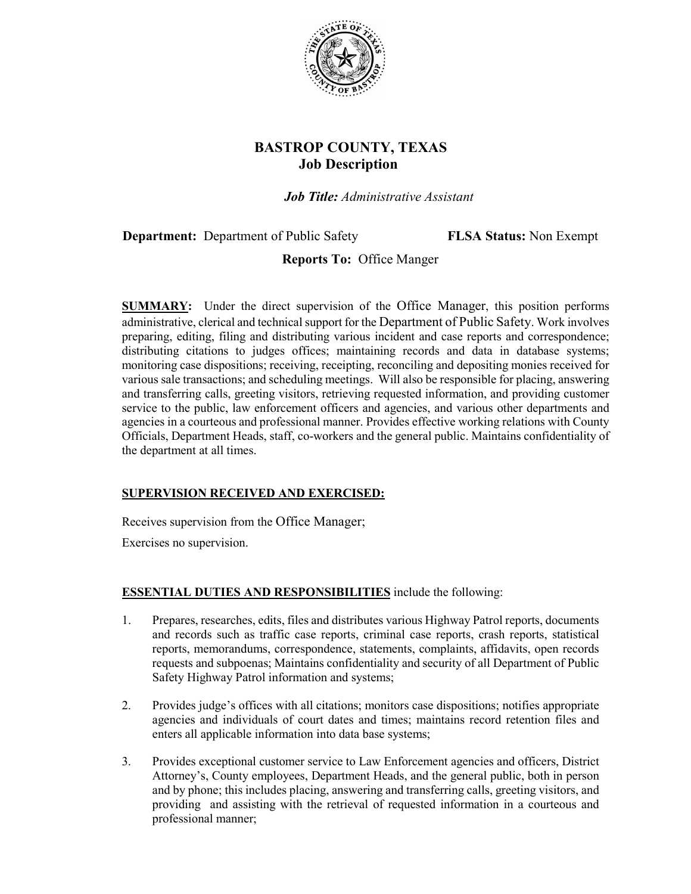# BASTROP COUNTY, TEXAS
## Job Description

***Job Title:*** *Administrative Assistant*

**Department:** Department of Public Safety **FLSA Status:** Non Exempt

**Reports To:** Office Manger

**SUMMARY:** Under the direct supervision of the Office Manager, this position performs administrative, clerical and technical support for the Department of Public Safety. Work involves preparing, editing, filing and distributing various incident and case reports and correspondence; distributing citations to judges offices; maintaining records and data in database systems; monitoring case dispositions; receiving, receipting, reconciling and depositing monies received for various sale transactions; and scheduling meetings. Will also be responsible for placing, answering and transferring calls, greeting visitors, retrieving requested information, and providing customer service to the public, law enforcement officers and agencies, and various other departments and agencies in a courteous and professional manner. Provides effective working relations with County Officials, Department Heads, staff, co-workers and the general public. Maintains confidentiality of the department at all times.

**SUPERVISION RECEIVED AND EXERCISED:**

Receives supervision from the Office Manager;

Exercises no supervision.

**ESSENTIAL DUTIES AND RESPONSIBILITIES** include the following:

1. Prepares, researches, edits, files and distributes various Highway Patrol reports, documents and records such as traffic case reports, criminal case reports, crash reports, statistical reports, memorandums, correspondence, statements, complaints, affidavits, open records requests and subpoenas; Maintains confidentiality and security of all Department of Public Safety Highway Patrol information and systems;

2. Provides judge's offices with all citations; monitors case dispositions; notifies appropriate agencies and individuals of court dates and times; maintains record retention files and enters all applicable information into data base systems;

3. Provides exceptional customer service to Law Enforcement agencies and officers, District Attorney's, County employees, Department Heads, and the general public, both in person and by phone; this includes placing, answering and transferring calls, greeting visitors, and providing and assisting with the retrieval of requested information in a courteous and professional manner;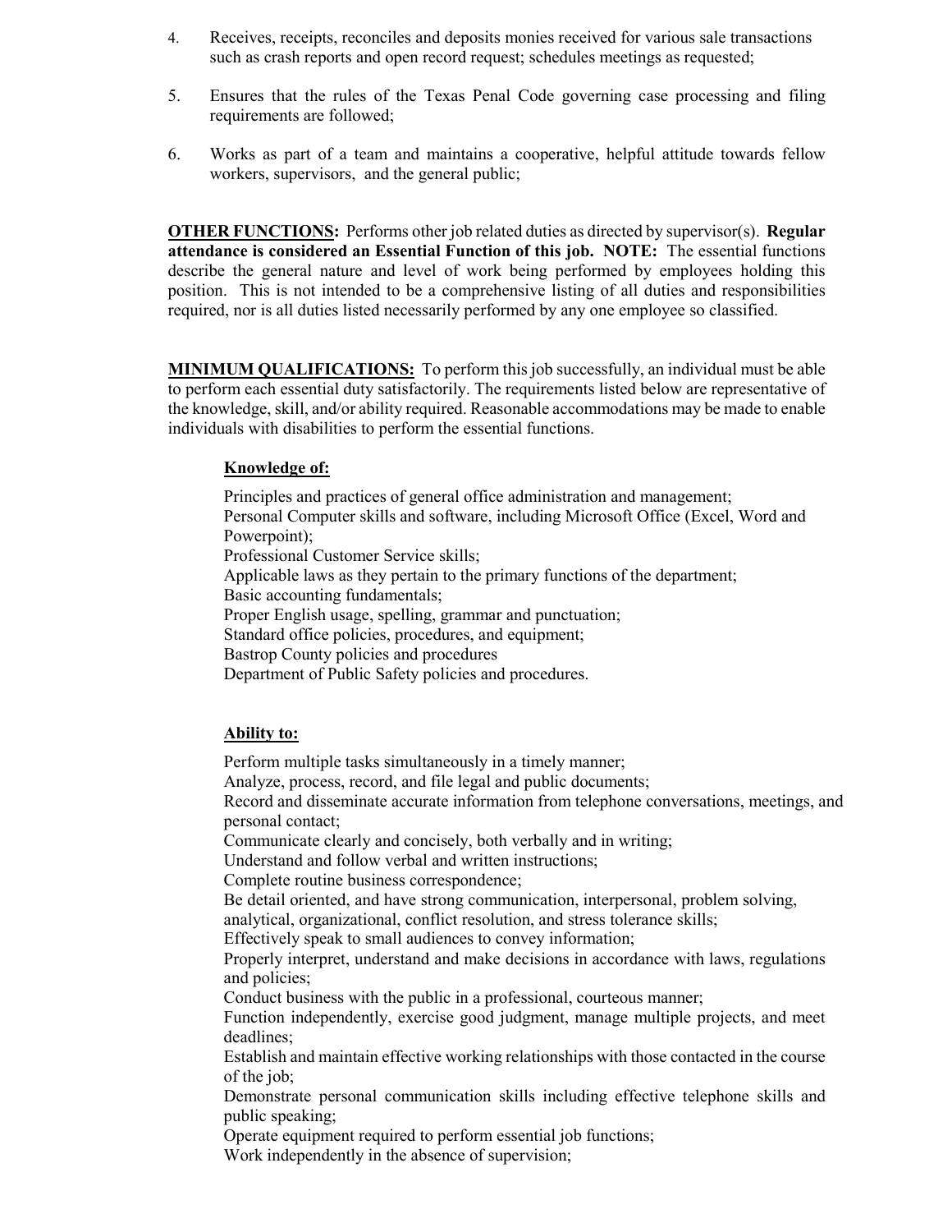4. Receives, receipts, reconciles and deposits monies received for various sale transactions such as crash reports and open record request; schedules meetings as requested;

5. Ensures that the rules of the Texas Penal Code governing case processing and filing requirements are followed;

6. Works as part of a team and maintains a cooperative, helpful attitude towards fellow workers, supervisors, and the general public;

**<u>OTHER FUNCTIONS</u>:** Performs other job related duties as directed by supervisor(s). **Regular attendance is considered an Essential Function of this job. NOTE:** The essential functions describe the general nature and level of work being performed by employees holding this position. This is not intended to be a comprehensive listing of all duties and responsibilities required, nor is all duties listed necessarily performed by any one employee so classified.

**<u>MINIMUM QUALIFICATIONS:</u>** To perform this job successfully, an individual must be able to perform each essential duty satisfactorily. The requirements listed below are representative of the knowledge, skill, and/or ability required. Reasonable accommodations may be made to enable individuals with disabilities to perform the essential functions.

**<u>Knowledge of:</u>**

Principles and practices of general office administration and management;
Personal Computer skills and software, including Microsoft Office (Excel, Word and Powerpoint);
Professional Customer Service skills;
Applicable laws as they pertain to the primary functions of the department;
Basic accounting fundamentals;
Proper English usage, spelling, grammar and punctuation;
Standard office policies, procedures, and equipment;
Bastrop County policies and procedures
Department of Public Safety policies and procedures.

**<u>Ability to:</u>**

Perform multiple tasks simultaneously in a timely manner;
Analyze, process, record, and file legal and public documents;
Record and disseminate accurate information from telephone conversations, meetings, and personal contact;
Communicate clearly and concisely, both verbally and in writing;
Understand and follow verbal and written instructions;
Complete routine business correspondence;
Be detail oriented, and have strong communication, interpersonal, problem solving, analytical, organizational, conflict resolution, and stress tolerance skills;
Effectively speak to small audiences to convey information;
Properly interpret, understand and make decisions in accordance with laws, regulations and policies;
Conduct business with the public in a professional, courteous manner;
Function independently, exercise good judgment, manage multiple projects, and meet deadlines;
Establish and maintain effective working relationships with those contacted in the course of the job;
Demonstrate personal communication skills including effective telephone skills and public speaking;
Operate equipment required to perform essential job functions;
Work independently in the absence of supervision;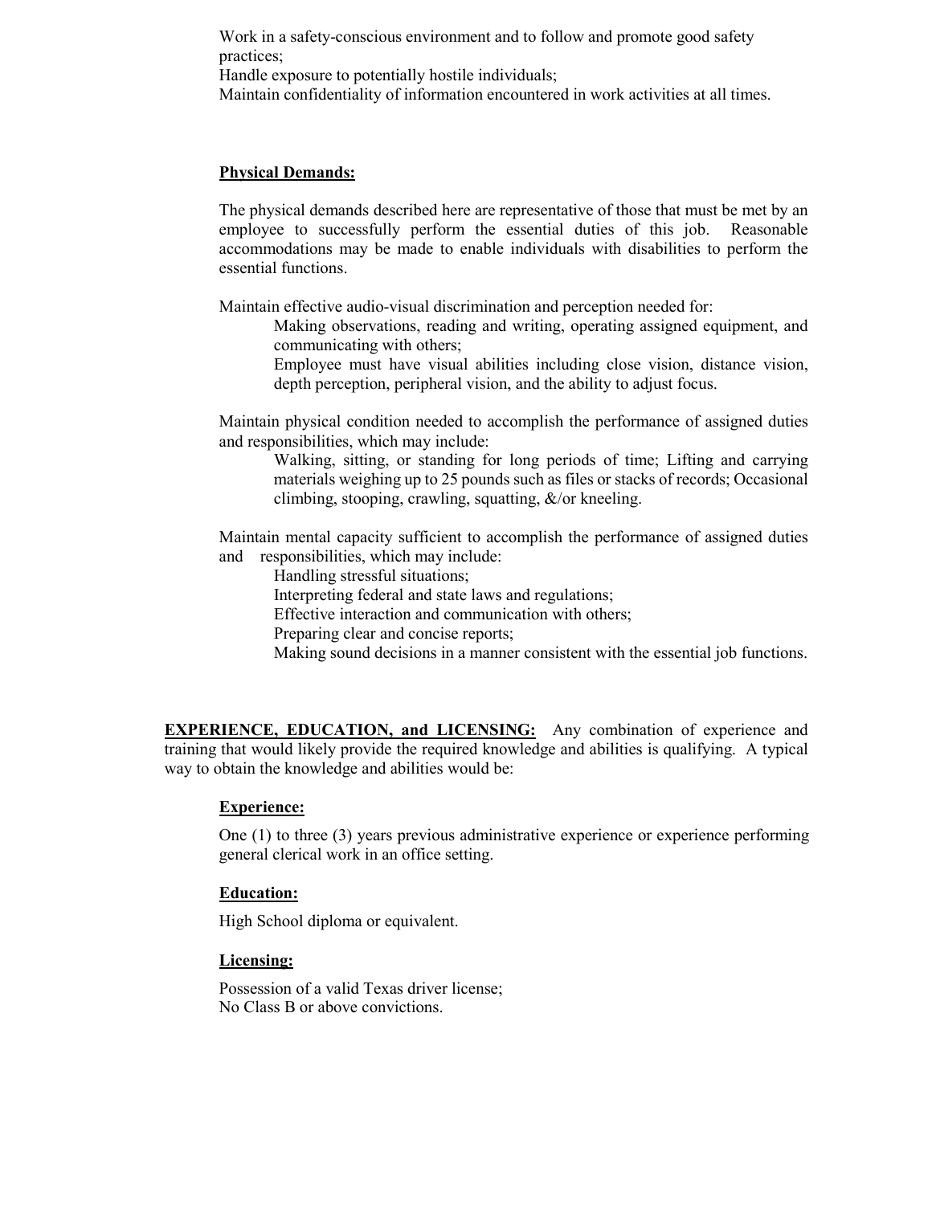Work in a safety-conscious environment and to follow and promote good safety practices;
Handle exposure to potentially hostile individuals;
Maintain confidentiality of information encountered in work activities at all times.

**Physical Demands:**

The physical demands described here are representative of those that must be met by an employee to successfully perform the essential duties of this job. Reasonable accommodations may be made to enable individuals with disabilities to perform the essential functions.

Maintain effective audio-visual discrimination and perception needed for:

> Making observations, reading and writing, operating assigned equipment, and communicating with others;
> Employee must have visual abilities including close vision, distance vision, depth perception, peripheral vision, and the ability to adjust focus.

Maintain physical condition needed to accomplish the performance of assigned duties and responsibilities, which may include:

> Walking, sitting, or standing for long periods of time; Lifting and carrying materials weighing up to 25 pounds such as files or stacks of records; Occasional climbing, stooping, crawling, squatting, &/or kneeling.

Maintain mental capacity sufficient to accomplish the performance of assigned duties and responsibilities, which may include:

> Handling stressful situations;
> Interpreting federal and state laws and regulations;
> Effective interaction and communication with others;
> Preparing clear and concise reports;
> Making sound decisions in a manner consistent with the essential job functions.

**EXPERIENCE, EDUCATION, and LICENSING:** Any combination of experience and training that would likely provide the required knowledge and abilities is qualifying. A typical way to obtain the knowledge and abilities would be:

**Experience:**

One (1) to three (3) years previous administrative experience or experience performing general clerical work in an office setting.

**Education:**

High School diploma or equivalent.

**Licensing:**

Possession of a valid Texas driver license;
No Class B or above convictions.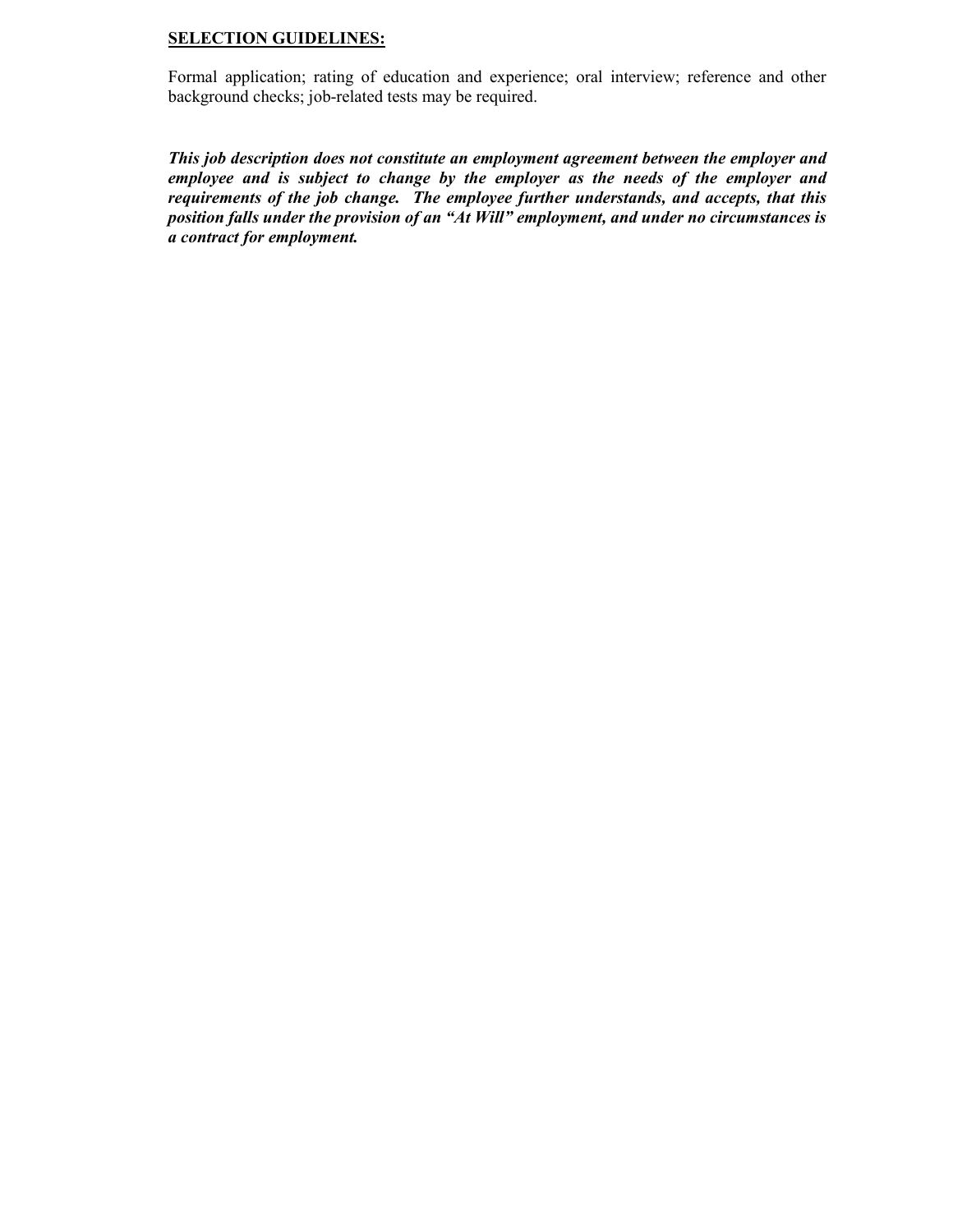**<u>SELECTION GUIDELINES:</u>**

Formal application; rating of education and experience; oral interview; reference and other background checks; job-related tests may be required.

***This job description does not constitute an employment agreement between the employer and employee and is subject to change by the employer as the needs of the employer and requirements of the job change. The employee further understands, and accepts, that this position falls under the provision of an "At Will" employment, and under no circumstances is a contract for employment.***